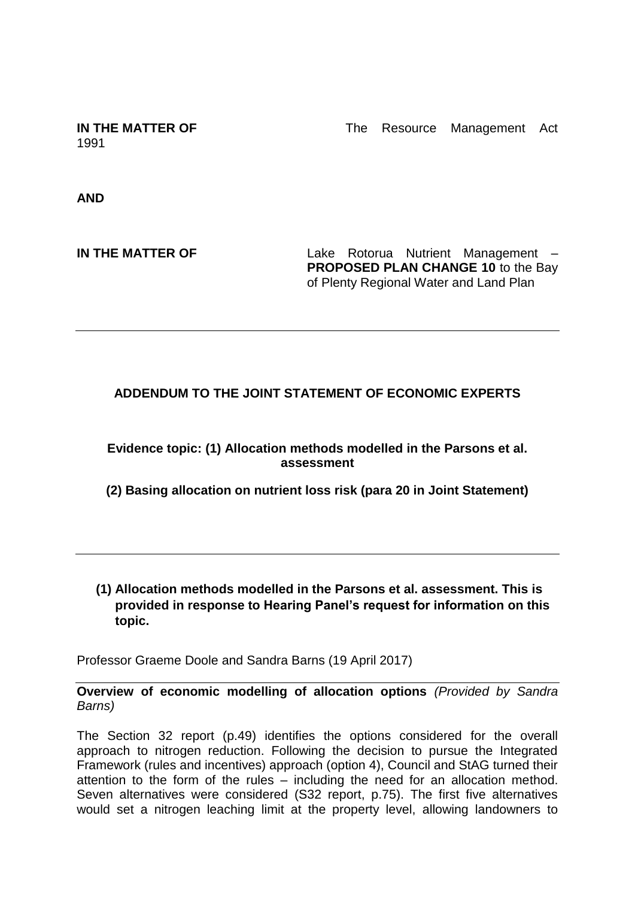**IN THE MATTER OF** The Resource Management Act 1991

**AND**

**IN THE MATTER OF** Lake Rotorua Nutrient Management – **PROPOSED PLAN CHANGE 10** to the Bay of Plenty Regional Water and Land Plan

---

**ADDENDUM TO THE JOINT STATEMENT OF ECONOMIC EXPERTS**

**Evidence topic: (1) Allocation methods modelled in the Parsons et al. assessment**

**(2) Basing allocation on nutrient loss risk (para 20 in Joint Statement)**

---

**(1) Allocation methods modelled in the Parsons et al. assessment. This is provided in response to Hearing Panel's request for information on this topic.**

Professor Graeme Doole and Sandra Barns (19 April 2017)

**Overview of economic modelling of allocation options** *(Provided by Sandra Barns)*

The Section 32 report (p.49) identifies the options considered for the overall approach to nitrogen reduction. Following the decision to pursue the Integrated Framework (rules and incentives) approach (option 4), Council and StAG turned their attention to the form of the rules – including the need for an allocation method. Seven alternatives were considered (S32 report, p.75). The first five alternatives would set a nitrogen leaching limit at the property level, allowing landowners to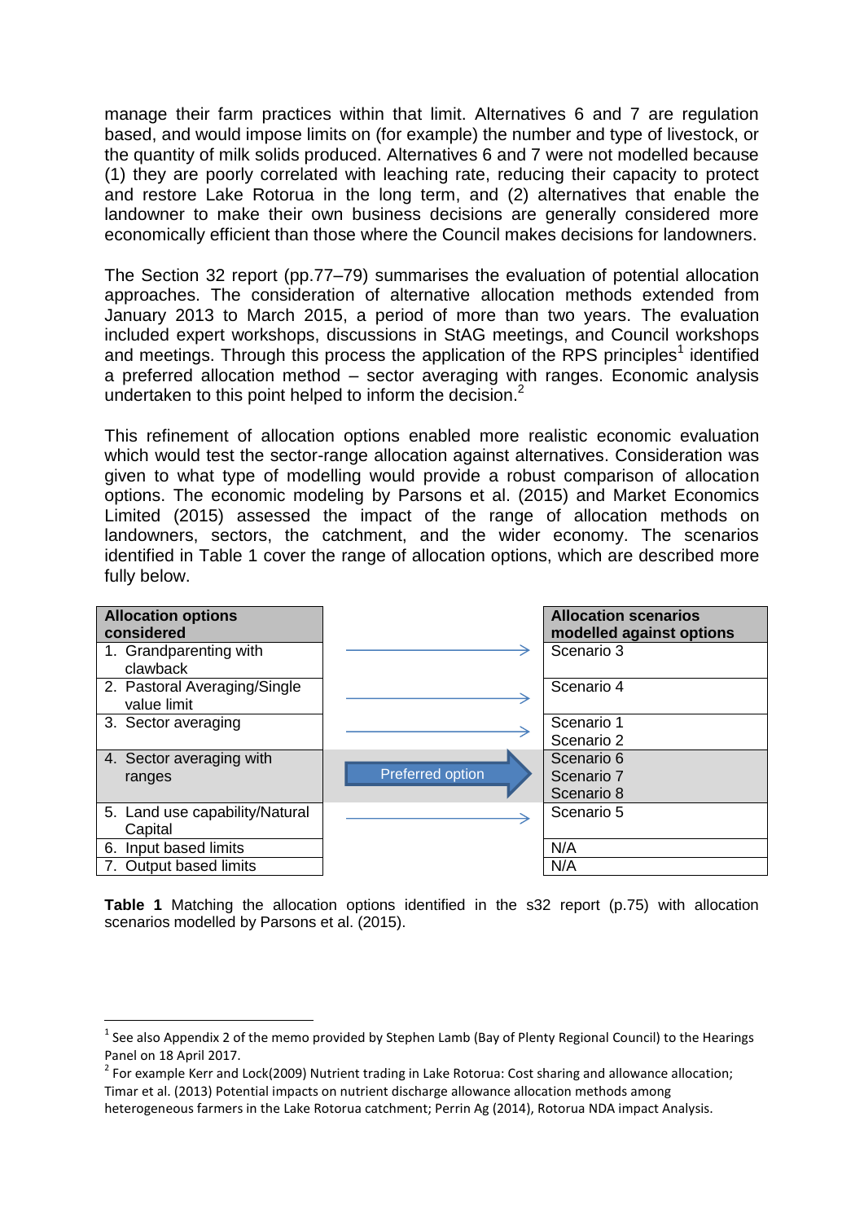manage their farm practices within that limit. Alternatives 6 and 7 are regulation based, and would impose limits on (for example) the number and type of livestock, or the quantity of milk solids produced. Alternatives 6 and 7 were not modelled because (1) they are poorly correlated with leaching rate, reducing their capacity to protect and restore Lake Rotorua in the long term, and (2) alternatives that enable the landowner to make their own business decisions are generally considered more economically efficient than those where the Council makes decisions for landowners.

The Section 32 report (pp.77–79) summarises the evaluation of potential allocation approaches. The consideration of alternative allocation methods extended from January 2013 to March 2015, a period of more than two years. The evaluation included expert workshops, discussions in StAG meetings, and Council workshops and meetings. Through this process the application of the RPS principles[1] identified a preferred allocation method – sector averaging with ranges. Economic analysis undertaken to this point helped to inform the decision.[2]

This refinement of allocation options enabled more realistic economic evaluation which would test the sector-range allocation against alternatives. Consideration was given to what type of modelling would provide a robust comparison of allocation options. The economic modeling by Parsons et al. (2015) and Market Economics Limited (2015) assessed the impact of the range of allocation methods on landowners, sectors, the catchment, and the wider economy. The scenarios identified in Table 1 cover the range of allocation options, which are described more fully below.

| Allocation options considered | | Allocation scenarios modelled against options |
|---|---|---|
| 1. Grandparenting with clawback | → | Scenario 3 |
| 2. Pastoral Averaging/Single value limit | → | Scenario 4 |
| 3. Sector averaging | → | Scenario 1<br>Scenario 2 |
| 4. Sector averaging with ranges | Preferred option | Scenario 6<br>Scenario 7<br>Scenario 8 |
| 5. Land use capability/Natural Capital | → | Scenario 5 |
| 6. Input based limits | | N/A |
| 7. Output based limits | | N/A |

**Table 1** Matching the allocation options identified in the s32 report (p.75) with allocation scenarios modelled by Parsons et al. (2015).

[1] See also Appendix 2 of the memo provided by Stephen Lamb (Bay of Plenty Regional Council) to the Hearings Panel on 18 April 2017.

[2] For example Kerr and Lock(2009) Nutrient trading in Lake Rotorua: Cost sharing and allowance allocation; Timar et al. (2013) Potential impacts on nutrient discharge allowance allocation methods among heterogeneous farmers in the Lake Rotorua catchment; Perrin Ag (2014), Rotorua NDA impact Analysis.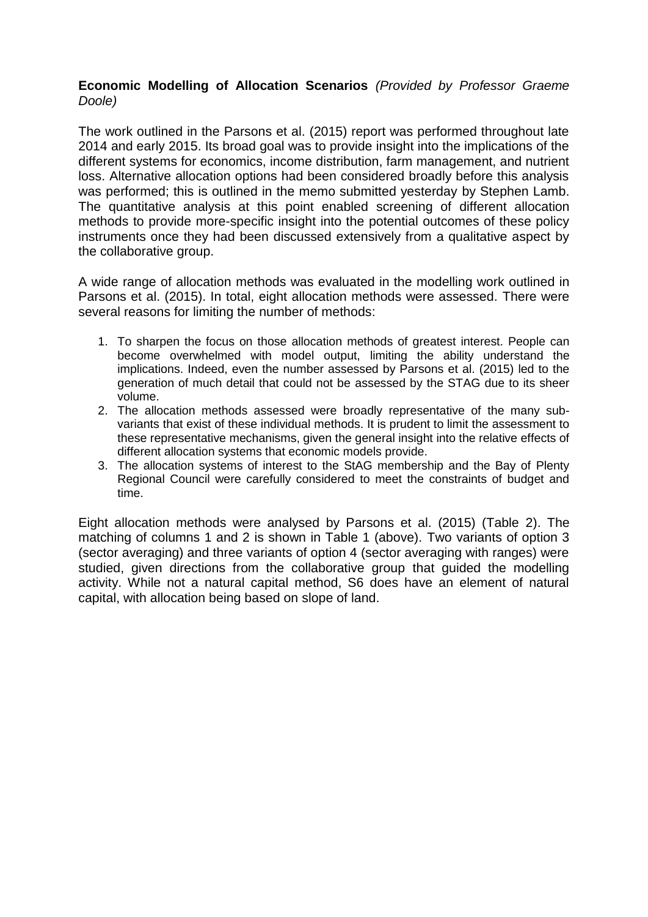**Economic Modelling of Allocation Scenarios** *(Provided by Professor Graeme Doole)*

The work outlined in the Parsons et al. (2015) report was performed throughout late 2014 and early 2015. Its broad goal was to provide insight into the implications of the different systems for economics, income distribution, farm management, and nutrient loss. Alternative allocation options had been considered broadly before this analysis was performed; this is outlined in the memo submitted yesterday by Stephen Lamb. The quantitative analysis at this point enabled screening of different allocation methods to provide more-specific insight into the potential outcomes of these policy instruments once they had been discussed extensively from a qualitative aspect by the collaborative group.

A wide range of allocation methods was evaluated in the modelling work outlined in Parsons et al. (2015). In total, eight allocation methods were assessed. There were several reasons for limiting the number of methods:

1. To sharpen the focus on those allocation methods of greatest interest. People can become overwhelmed with model output, limiting the ability understand the implications. Indeed, even the number assessed by Parsons et al. (2015) led to the generation of much detail that could not be assessed by the STAG due to its sheer volume.
2. The allocation methods assessed were broadly representative of the many sub-variants that exist of these individual methods. It is prudent to limit the assessment to these representative mechanisms, given the general insight into the relative effects of different allocation systems that economic models provide.
3. The allocation systems of interest to the StAG membership and the Bay of Plenty Regional Council were carefully considered to meet the constraints of budget and time.

Eight allocation methods were analysed by Parsons et al. (2015) (Table 2). The matching of columns 1 and 2 is shown in Table 1 (above). Two variants of option 3 (sector averaging) and three variants of option 4 (sector averaging with ranges) were studied, given directions from the collaborative group that guided the modelling activity. While not a natural capital method, S6 does have an element of natural capital, with allocation being based on slope of land.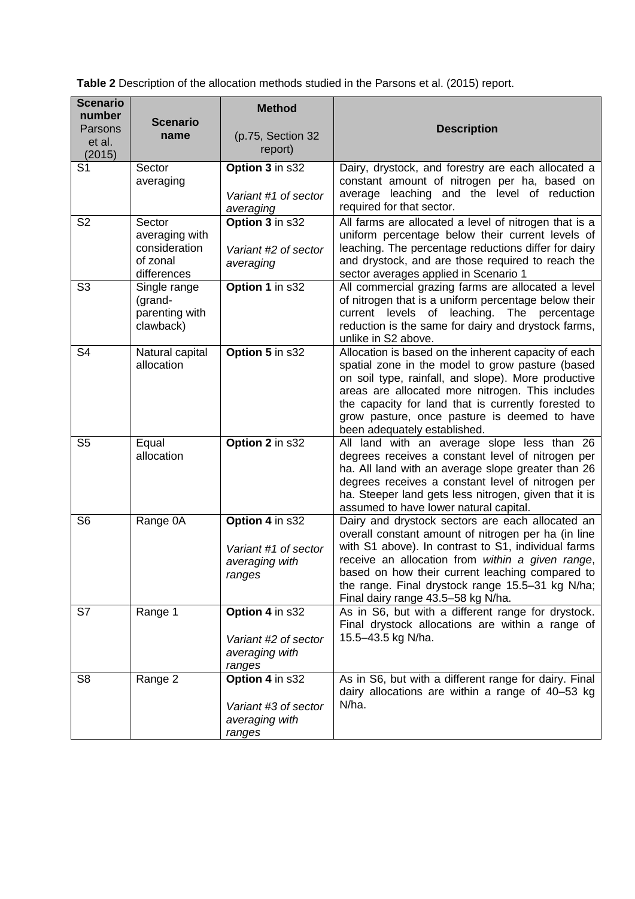**Table 2** Description of the allocation methods studied in the Parsons et al. (2015) report.

| **Scenario number** Parsons et al. (2015) | **Scenario name** | **Method** (p.75, Section 32 report) | **Description** |
|---|---|---|---|
| S1 | Sector averaging | **Option 3** in s32 *Variant #1 of sector averaging* | Dairy, drystock, and forestry are each allocated a constant amount of nitrogen per ha, based on average leaching and the level of reduction required for that sector. |
| S2 | Sector averaging with consideration of zonal differences | **Option 3** in s32 *Variant #2 of sector averaging* | All farms are allocated a level of nitrogen that is a uniform percentage below their current levels of leaching. The percentage reductions differ for dairy and drystock, and are those required to reach the sector averages applied in Scenario 1 |
| S3 | Single range (grand-parenting with clawback) | **Option 1** in s32 | All commercial grazing farms are allocated a level of nitrogen that is a uniform percentage below their current levels of leaching. The percentage reduction is the same for dairy and drystock farms, unlike in S2 above. |
| S4 | Natural capital allocation | **Option 5** in s32 | Allocation is based on the inherent capacity of each spatial zone in the model to grow pasture (based on soil type, rainfall, and slope). More productive areas are allocated more nitrogen. This includes the capacity for land that is currently forested to grow pasture, once pasture is deemed to have been adequately established. |
| S5 | Equal allocation | **Option 2** in s32 | All land with an average slope less than 26 degrees receives a constant level of nitrogen per ha. All land with an average slope greater than 26 degrees receives a constant level of nitrogen per ha. Steeper land gets less nitrogen, given that it is assumed to have lower natural capital. |
| S6 | Range 0A | **Option 4** in s32 *Variant #1 of sector averaging with ranges* | Dairy and drystock sectors are each allocated an overall constant amount of nitrogen per ha (in line with S1 above). In contrast to S1, individual farms receive an allocation from *within a given range*, based on how their current leaching compared to the range. Final drystock range 15.5–31 kg N/ha; Final dairy range 43.5–58 kg N/ha. |
| S7 | Range 1 | **Option 4** in s32 *Variant #2 of sector averaging with ranges* | As in S6, but with a different range for drystock. Final drystock allocations are within a range of 15.5–43.5 kg N/ha. |
| S8 | Range 2 | **Option 4** in s32 *Variant #3 of sector averaging with ranges* | As in S6, but with a different range for dairy. Final dairy allocations are within a range of 40–53 kg N/ha. |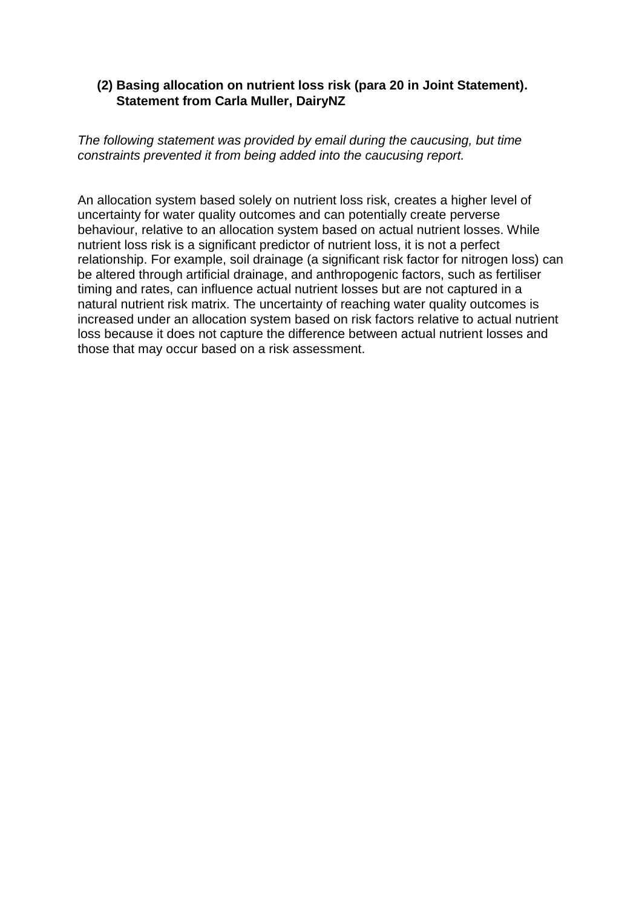### (2) Basing allocation on nutrient loss risk (para 20 in Joint Statement). Statement from Carla Muller, DairyNZ

*The following statement was provided by email during the caucusing, but time constraints prevented it from being added into the caucusing report.*

An allocation system based solely on nutrient loss risk, creates a higher level of uncertainty for water quality outcomes and can potentially create perverse behaviour, relative to an allocation system based on actual nutrient losses. While nutrient loss risk is a significant predictor of nutrient loss, it is not a perfect relationship. For example, soil drainage (a significant risk factor for nitrogen loss) can be altered through artificial drainage, and anthropogenic factors, such as fertiliser timing and rates, can influence actual nutrient losses but are not captured in a natural nutrient risk matrix. The uncertainty of reaching water quality outcomes is increased under an allocation system based on risk factors relative to actual nutrient loss because it does not capture the difference between actual nutrient losses and those that may occur based on a risk assessment.